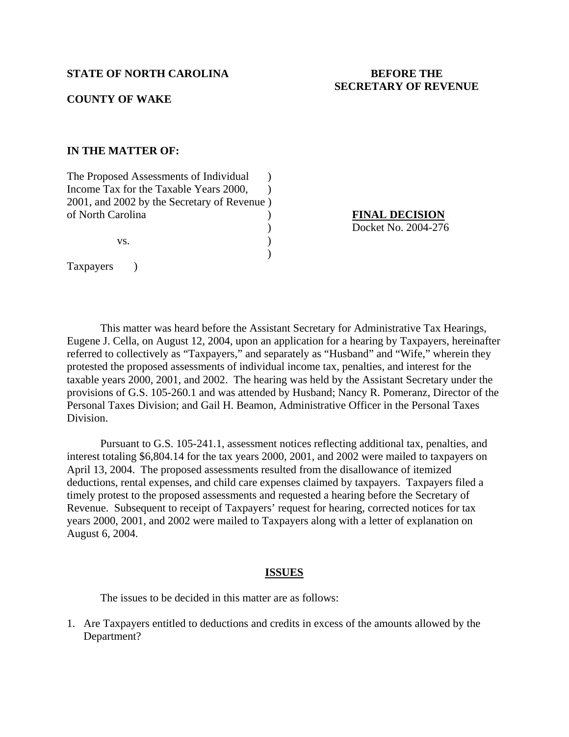**STATE OF NORTH CAROLINA** **BEFORE THE SECRETARY OF REVENUE**

**COUNTY OF WAKE**

**IN THE MATTER OF:**

The Proposed Assessments of Individual Income Tax for the Taxable Years 2000, 2001, and 2002 by the Secretary of Revenue of North Carolina

vs.

Taxpayers

**FINAL DECISION**
Docket No. 2004-276

This matter was heard before the Assistant Secretary for Administrative Tax Hearings, Eugene J. Cella, on August 12, 2004, upon an application for a hearing by Taxpayers, hereinafter referred to collectively as "Taxpayers," and separately as "Husband" and "Wife," wherein they protested the proposed assessments of individual income tax, penalties, and interest for the taxable years 2000, 2001, and 2002. The hearing was held by the Assistant Secretary under the provisions of G.S. 105-260.1 and was attended by Husband; Nancy R. Pomeranz, Director of the Personal Taxes Division; and Gail H. Beamon, Administrative Officer in the Personal Taxes Division.

Pursuant to G.S. 105-241.1, assessment notices reflecting additional tax, penalties, and interest totaling $6,804.14 for the tax years 2000, 2001, and 2002 were mailed to taxpayers on April 13, 2004. The proposed assessments resulted from the disallowance of itemized deductions, rental expenses, and child care expenses claimed by taxpayers. Taxpayers filed a timely protest to the proposed assessments and requested a hearing before the Secretary of Revenue. Subsequent to receipt of Taxpayers' request for hearing, corrected notices for tax years 2000, 2001, and 2002 were mailed to Taxpayers along with a letter of explanation on August 6, 2004.

## ISSUES

The issues to be decided in this matter are as follows:

1. Are Taxpayers entitled to deductions and credits in excess of the amounts allowed by the Department?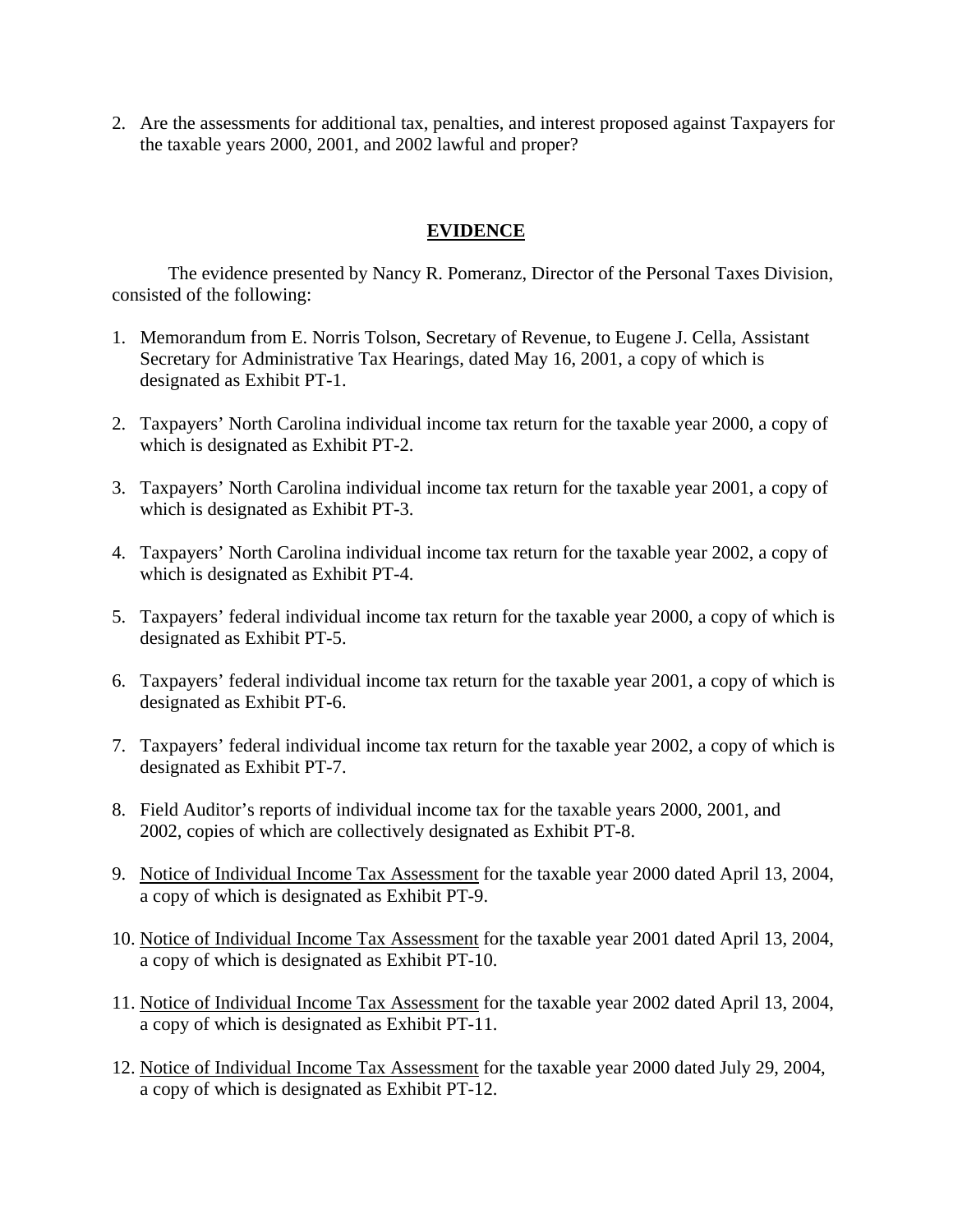2. Are the assessments for additional tax, penalties, and interest proposed against Taxpayers for the taxable years 2000, 2001, and 2002 lawful and proper?

## EVIDENCE

The evidence presented by Nancy R. Pomeranz, Director of the Personal Taxes Division, consisted of the following:

1. Memorandum from E. Norris Tolson, Secretary of Revenue, to Eugene J. Cella, Assistant Secretary for Administrative Tax Hearings, dated May 16, 2001, a copy of which is designated as Exhibit PT-1.

2. Taxpayers' North Carolina individual income tax return for the taxable year 2000, a copy of which is designated as Exhibit PT-2.

3. Taxpayers' North Carolina individual income tax return for the taxable year 2001, a copy of which is designated as Exhibit PT-3.

4. Taxpayers' North Carolina individual income tax return for the taxable year 2002, a copy of which is designated as Exhibit PT-4.

5. Taxpayers' federal individual income tax return for the taxable year 2000, a copy of which is designated as Exhibit PT-5.

6. Taxpayers' federal individual income tax return for the taxable year 2001, a copy of which is designated as Exhibit PT-6.

7. Taxpayers' federal individual income tax return for the taxable year 2002, a copy of which is designated as Exhibit PT-7.

8. Field Auditor's reports of individual income tax for the taxable years 2000, 2001, and 2002, copies of which are collectively designated as Exhibit PT-8.

9. Notice of Individual Income Tax Assessment for the taxable year 2000 dated April 13, 2004, a copy of which is designated as Exhibit PT-9.

10. Notice of Individual Income Tax Assessment for the taxable year 2001 dated April 13, 2004, a copy of which is designated as Exhibit PT-10.

11. Notice of Individual Income Tax Assessment for the taxable year 2002 dated April 13, 2004, a copy of which is designated as Exhibit PT-11.

12. Notice of Individual Income Tax Assessment for the taxable year 2000 dated July 29, 2004, a copy of which is designated as Exhibit PT-12.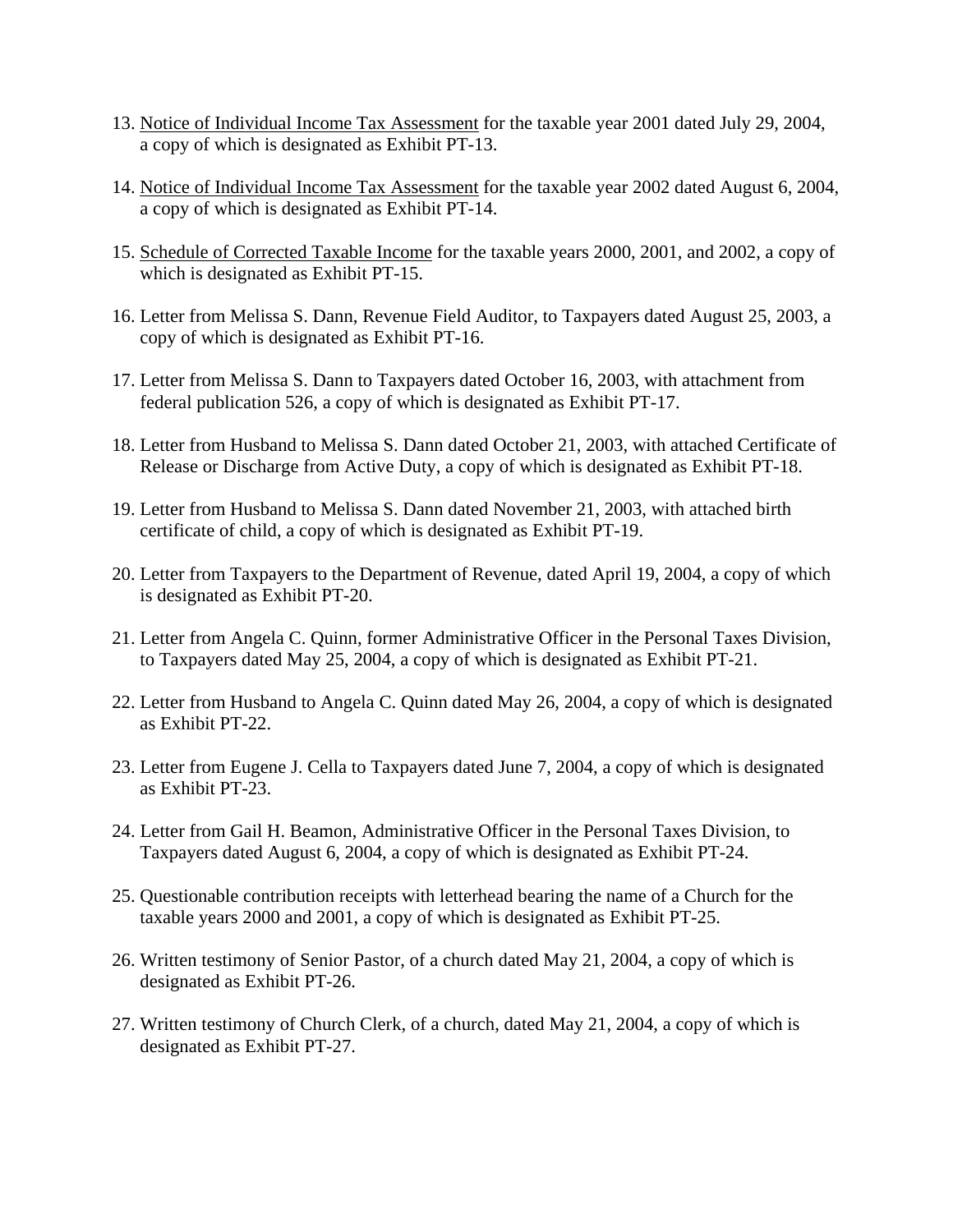13. Notice of Individual Income Tax Assessment for the taxable year 2001 dated July 29, 2004, a copy of which is designated as Exhibit PT-13.

14. Notice of Individual Income Tax Assessment for the taxable year 2002 dated August 6, 2004, a copy of which is designated as Exhibit PT-14.

15. Schedule of Corrected Taxable Income for the taxable years 2000, 2001, and 2002, a copy of which is designated as Exhibit PT-15.

16. Letter from Melissa S. Dann, Revenue Field Auditor, to Taxpayers dated August 25, 2003, a copy of which is designated as Exhibit PT-16.

17. Letter from Melissa S. Dann to Taxpayers dated October 16, 2003, with attachment from federal publication 526, a copy of which is designated as Exhibit PT-17.

18. Letter from Husband to Melissa S. Dann dated October 21, 2003, with attached Certificate of Release or Discharge from Active Duty, a copy of which is designated as Exhibit PT-18.

19. Letter from Husband to Melissa S. Dann dated November 21, 2003, with attached birth certificate of child, a copy of which is designated as Exhibit PT-19.

20. Letter from Taxpayers to the Department of Revenue, dated April 19, 2004, a copy of which is designated as Exhibit PT-20.

21. Letter from Angela C. Quinn, former Administrative Officer in the Personal Taxes Division, to Taxpayers dated May 25, 2004, a copy of which is designated as Exhibit PT-21.

22. Letter from Husband to Angela C. Quinn dated May 26, 2004, a copy of which is designated as Exhibit PT-22.

23. Letter from Eugene J. Cella to Taxpayers dated June 7, 2004, a copy of which is designated as Exhibit PT-23.

24. Letter from Gail H. Beamon, Administrative Officer in the Personal Taxes Division, to Taxpayers dated August 6, 2004, a copy of which is designated as Exhibit PT-24.

25. Questionable contribution receipts with letterhead bearing the name of a Church for the taxable years 2000 and 2001, a copy of which is designated as Exhibit PT-25.

26. Written testimony of Senior Pastor, of a church dated May 21, 2004, a copy of which is designated as Exhibit PT-26.

27. Written testimony of Church Clerk, of a church, dated May 21, 2004, a copy of which is designated as Exhibit PT-27.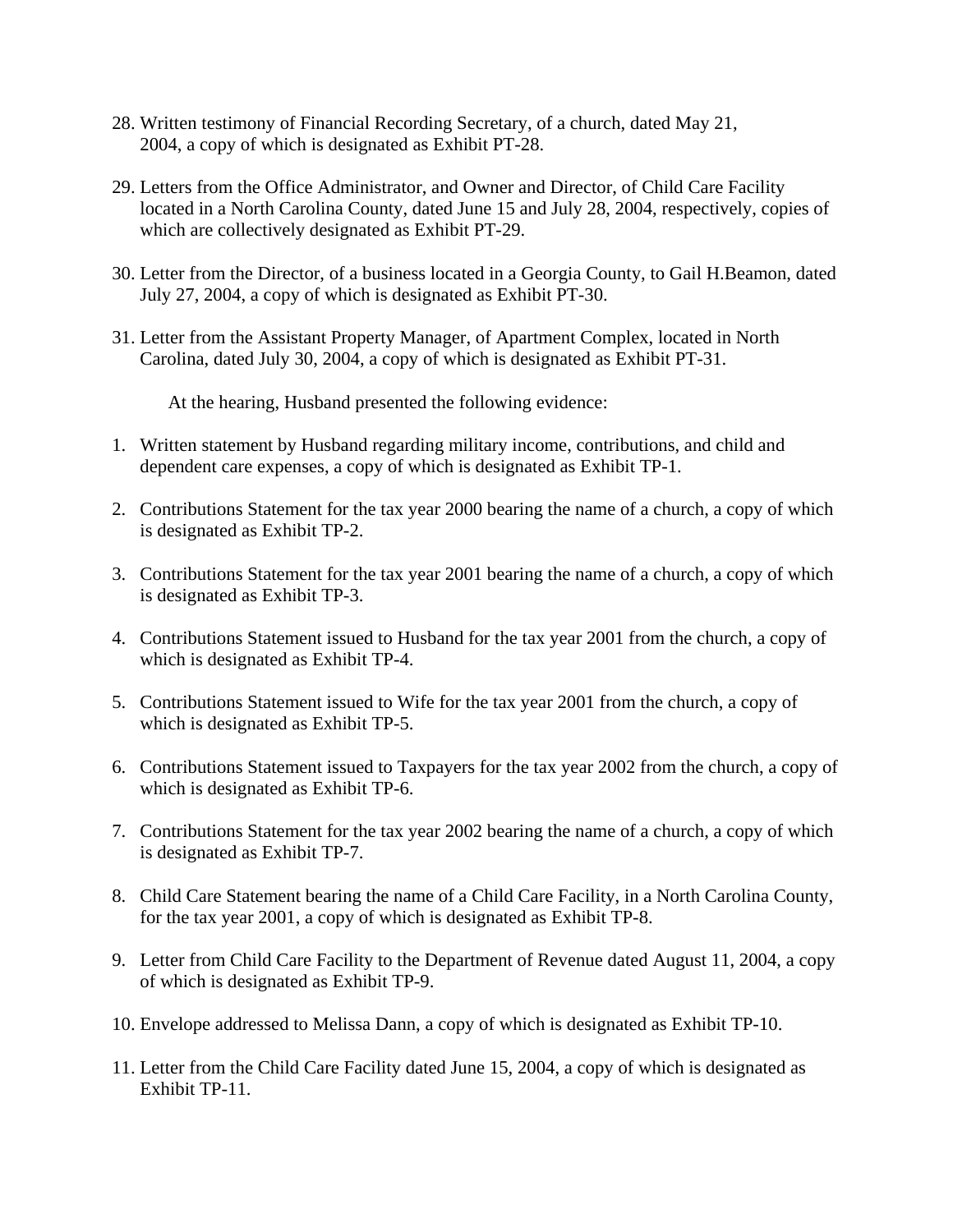28. Written testimony of Financial Recording Secretary, of a church, dated May 21, 2004, a copy of which is designated as Exhibit PT-28.

29. Letters from the Office Administrator, and Owner and Director, of Child Care Facility located in a North Carolina County, dated June 15 and July 28, 2004, respectively, copies of which are collectively designated as Exhibit PT-29.

30. Letter from the Director, of a business located in a Georgia County, to Gail H.Beamon, dated July 27, 2004, a copy of which is designated as Exhibit PT-30.

31. Letter from the Assistant Property Manager, of Apartment Complex, located in North Carolina, dated July 30, 2004, a copy of which is designated as Exhibit PT-31.

At the hearing, Husband presented the following evidence:

1. Written statement by Husband regarding military income, contributions, and child and dependent care expenses, a copy of which is designated as Exhibit TP-1.

2. Contributions Statement for the tax year 2000 bearing the name of a church, a copy of which is designated as Exhibit TP-2.

3. Contributions Statement for the tax year 2001 bearing the name of a church, a copy of which is designated as Exhibit TP-3.

4. Contributions Statement issued to Husband for the tax year 2001 from the church, a copy of which is designated as Exhibit TP-4.

5. Contributions Statement issued to Wife for the tax year 2001 from the church, a copy of which is designated as Exhibit TP-5.

6. Contributions Statement issued to Taxpayers for the tax year 2002 from the church, a copy of which is designated as Exhibit TP-6.

7. Contributions Statement for the tax year 2002 bearing the name of a church, a copy of which is designated as Exhibit TP-7.

8. Child Care Statement bearing the name of a Child Care Facility, in a North Carolina County, for the tax year 2001, a copy of which is designated as Exhibit TP-8.

9. Letter from Child Care Facility to the Department of Revenue dated August 11, 2004, a copy of which is designated as Exhibit TP-9.

10. Envelope addressed to Melissa Dann, a copy of which is designated as Exhibit TP-10.

11. Letter from the Child Care Facility dated June 15, 2004, a copy of which is designated as Exhibit TP-11.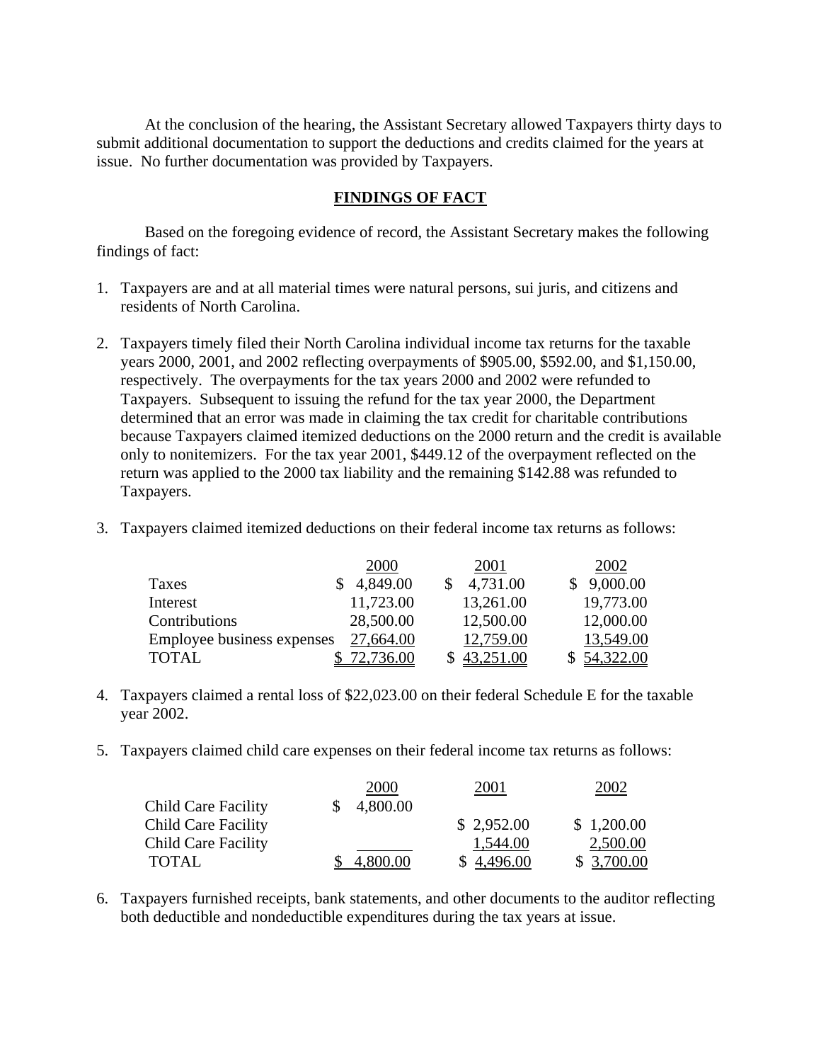At the conclusion of the hearing, the Assistant Secretary allowed Taxpayers thirty days to submit additional documentation to support the deductions and credits claimed for the years at issue. No further documentation was provided by Taxpayers.

## FINDINGS OF FACT

Based on the foregoing evidence of record, the Assistant Secretary makes the following findings of fact:

1. Taxpayers are and at all material times were natural persons, sui juris, and citizens and residents of North Carolina.

2. Taxpayers timely filed their North Carolina individual income tax returns for the taxable years 2000, 2001, and 2002 reflecting overpayments of $905.00, $592.00, and $1,150.00, respectively. The overpayments for the tax years 2000 and 2002 were refunded to Taxpayers. Subsequent to issuing the refund for the tax year 2000, the Department determined that an error was made in claiming the tax credit for charitable contributions because Taxpayers claimed itemized deductions on the 2000 return and the credit is available only to nonitemizers. For the tax year 2001, $449.12 of the overpayment reflected on the return was applied to the 2000 tax liability and the remaining $142.88 was refunded to Taxpayers.

3. Taxpayers claimed itemized deductions on their federal income tax returns as follows:

| | 2000 | 2001 | 2002 |
|---|---|---|---|
| Taxes | $ 4,849.00 | $ 4,731.00 | $ 9,000.00 |
| Interest | 11,723.00 | 13,261.00 | 19,773.00 |
| Contributions | 28,500.00 | 12,500.00 | 12,000.00 |
| Employee business expenses | 27,664.00 | 12,759.00 | 13,549.00 |
| TOTAL | $ 72,736.00 | $ 43,251.00 | $ 54,322.00 |

4. Taxpayers claimed a rental loss of $22,023.00 on their federal Schedule E for the taxable year 2002.

5. Taxpayers claimed child care expenses on their federal income tax returns as follows:

| | 2000 | 2001 | 2002 |
|---|---|---|---|
| Child Care Facility | $ 4,800.00 | | |
| Child Care Facility | | $ 2,952.00 | $ 1,200.00 |
| Child Care Facility | | 1,544.00 | 2,500.00 |
| TOTAL | $ 4,800.00 | $ 4,496.00 | $ 3,700.00 |

6. Taxpayers furnished receipts, bank statements, and other documents to the auditor reflecting both deductible and nondeductible expenditures during the tax years at issue.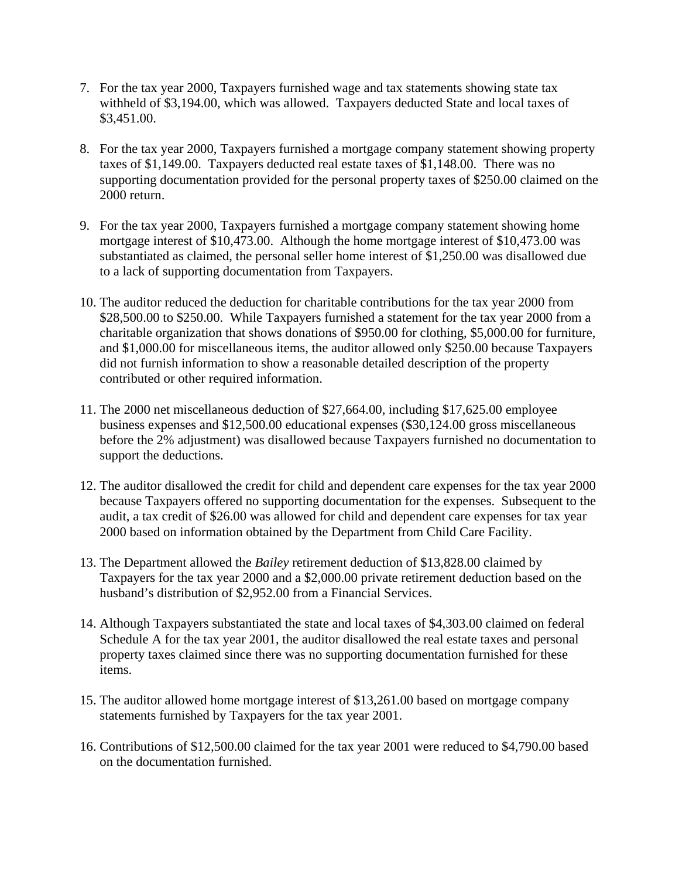7. For the tax year 2000, Taxpayers furnished wage and tax statements showing state tax withheld of $3,194.00, which was allowed. Taxpayers deducted State and local taxes of $3,451.00.

8. For the tax year 2000, Taxpayers furnished a mortgage company statement showing property taxes of $1,149.00. Taxpayers deducted real estate taxes of $1,148.00. There was no supporting documentation provided for the personal property taxes of $250.00 claimed on the 2000 return.

9. For the tax year 2000, Taxpayers furnished a mortgage company statement showing home mortgage interest of $10,473.00. Although the home mortgage interest of $10,473.00 was substantiated as claimed, the personal seller home interest of $1,250.00 was disallowed due to a lack of supporting documentation from Taxpayers.

10. The auditor reduced the deduction for charitable contributions for the tax year 2000 from $28,500.00 to $250.00. While Taxpayers furnished a statement for the tax year 2000 from a charitable organization that shows donations of $950.00 for clothing, $5,000.00 for furniture, and $1,000.00 for miscellaneous items, the auditor allowed only $250.00 because Taxpayers did not furnish information to show a reasonable detailed description of the property contributed or other required information.

11. The 2000 net miscellaneous deduction of $27,664.00, including $17,625.00 employee business expenses and $12,500.00 educational expenses ($30,124.00 gross miscellaneous before the 2% adjustment) was disallowed because Taxpayers furnished no documentation to support the deductions.

12. The auditor disallowed the credit for child and dependent care expenses for the tax year 2000 because Taxpayers offered no supporting documentation for the expenses. Subsequent to the audit, a tax credit of $26.00 was allowed for child and dependent care expenses for tax year 2000 based on information obtained by the Department from Child Care Facility.

13. The Department allowed the *Bailey* retirement deduction of $13,828.00 claimed by Taxpayers for the tax year 2000 and a $2,000.00 private retirement deduction based on the husband's distribution of $2,952.00 from a Financial Services.

14. Although Taxpayers substantiated the state and local taxes of $4,303.00 claimed on federal Schedule A for the tax year 2001, the auditor disallowed the real estate taxes and personal property taxes claimed since there was no supporting documentation furnished for these items.

15. The auditor allowed home mortgage interest of $13,261.00 based on mortgage company statements furnished by Taxpayers for the tax year 2001.

16. Contributions of $12,500.00 claimed for the tax year 2001 were reduced to $4,790.00 based on the documentation furnished.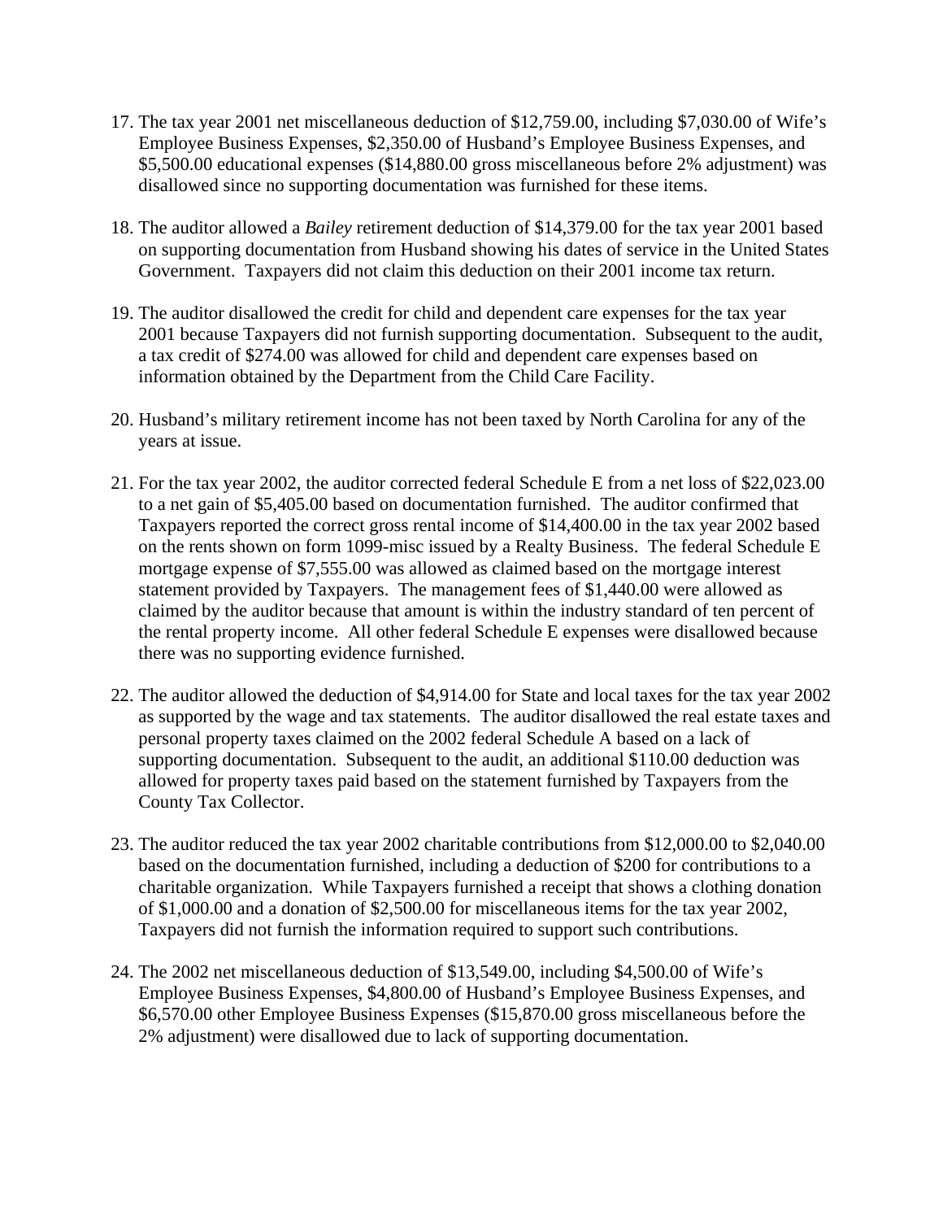17. The tax year 2001 net miscellaneous deduction of $12,759.00, including $7,030.00 of Wife's Employee Business Expenses, $2,350.00 of Husband's Employee Business Expenses, and $5,500.00 educational expenses ($14,880.00 gross miscellaneous before 2% adjustment) was disallowed since no supporting documentation was furnished for these items.

18. The auditor allowed a *Bailey* retirement deduction of $14,379.00 for the tax year 2001 based on supporting documentation from Husband showing his dates of service in the United States Government. Taxpayers did not claim this deduction on their 2001 income tax return.

19. The auditor disallowed the credit for child and dependent care expenses for the tax year 2001 because Taxpayers did not furnish supporting documentation. Subsequent to the audit, a tax credit of $274.00 was allowed for child and dependent care expenses based on information obtained by the Department from the Child Care Facility.

20. Husband's military retirement income has not been taxed by North Carolina for any of the years at issue.

21. For the tax year 2002, the auditor corrected federal Schedule E from a net loss of $22,023.00 to a net gain of $5,405.00 based on documentation furnished. The auditor confirmed that Taxpayers reported the correct gross rental income of $14,400.00 in the tax year 2002 based on the rents shown on form 1099-misc issued by a Realty Business. The federal Schedule E mortgage expense of $7,555.00 was allowed as claimed based on the mortgage interest statement provided by Taxpayers. The management fees of $1,440.00 were allowed as claimed by the auditor because that amount is within the industry standard of ten percent of the rental property income. All other federal Schedule E expenses were disallowed because there was no supporting evidence furnished.

22. The auditor allowed the deduction of $4,914.00 for State and local taxes for the tax year 2002 as supported by the wage and tax statements. The auditor disallowed the real estate taxes and personal property taxes claimed on the 2002 federal Schedule A based on a lack of supporting documentation. Subsequent to the audit, an additional $110.00 deduction was allowed for property taxes paid based on the statement furnished by Taxpayers from the County Tax Collector.

23. The auditor reduced the tax year 2002 charitable contributions from $12,000.00 to $2,040.00 based on the documentation furnished, including a deduction of $200 for contributions to a charitable organization. While Taxpayers furnished a receipt that shows a clothing donation of $1,000.00 and a donation of $2,500.00 for miscellaneous items for the tax year 2002, Taxpayers did not furnish the information required to support such contributions.

24. The 2002 net miscellaneous deduction of $13,549.00, including $4,500.00 of Wife's Employee Business Expenses, $4,800.00 of Husband's Employee Business Expenses, and $6,570.00 other Employee Business Expenses ($15,870.00 gross miscellaneous before the 2% adjustment) were disallowed due to lack of supporting documentation.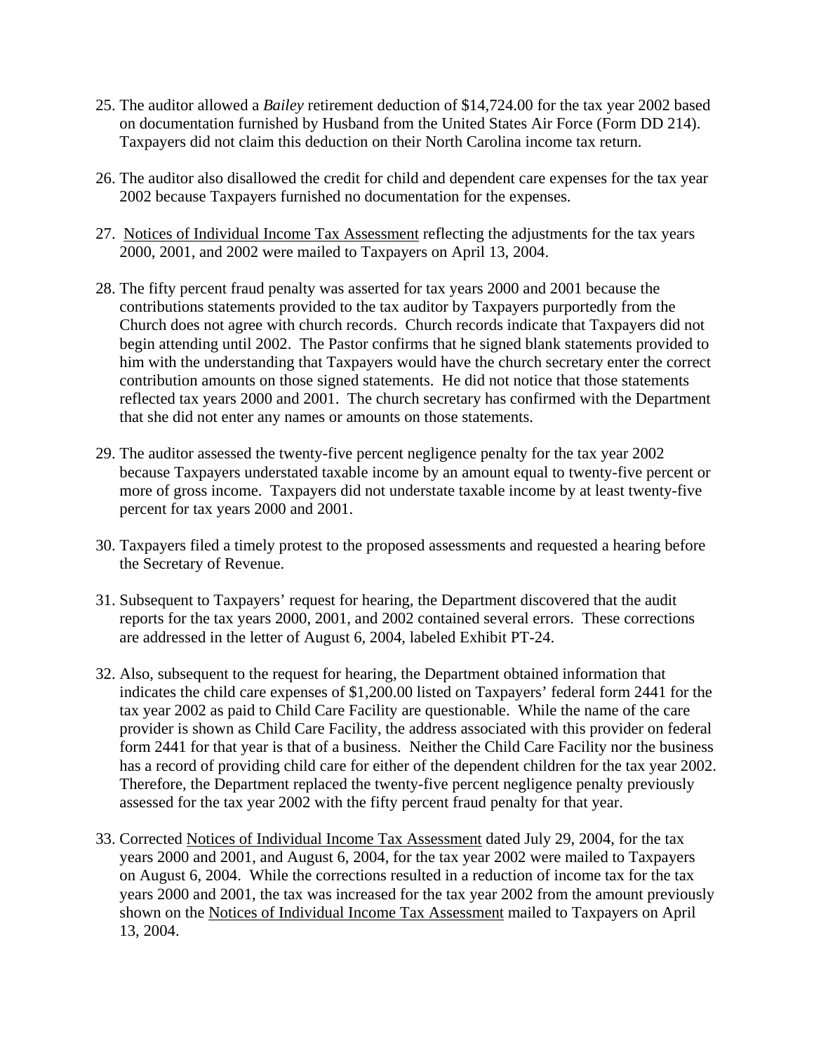25. The auditor allowed a *Bailey* retirement deduction of $14,724.00 for the tax year 2002 based on documentation furnished by Husband from the United States Air Force (Form DD 214). Taxpayers did not claim this deduction on their North Carolina income tax return.

26. The auditor also disallowed the credit for child and dependent care expenses for the tax year 2002 because Taxpayers furnished no documentation for the expenses.

27. Notices of Individual Income Tax Assessment reflecting the adjustments for the tax years 2000, 2001, and 2002 were mailed to Taxpayers on April 13, 2004.

28. The fifty percent fraud penalty was asserted for tax years 2000 and 2001 because the contributions statements provided to the tax auditor by Taxpayers purportedly from the Church does not agree with church records. Church records indicate that Taxpayers did not begin attending until 2002. The Pastor confirms that he signed blank statements provided to him with the understanding that Taxpayers would have the church secretary enter the correct contribution amounts on those signed statements. He did not notice that those statements reflected tax years 2000 and 2001. The church secretary has confirmed with the Department that she did not enter any names or amounts on those statements.

29. The auditor assessed the twenty-five percent negligence penalty for the tax year 2002 because Taxpayers understated taxable income by an amount equal to twenty-five percent or more of gross income. Taxpayers did not understate taxable income by at least twenty-five percent for tax years 2000 and 2001.

30. Taxpayers filed a timely protest to the proposed assessments and requested a hearing before the Secretary of Revenue.

31. Subsequent to Taxpayers' request for hearing, the Department discovered that the audit reports for the tax years 2000, 2001, and 2002 contained several errors. These corrections are addressed in the letter of August 6, 2004, labeled Exhibit PT-24.

32. Also, subsequent to the request for hearing, the Department obtained information that indicates the child care expenses of $1,200.00 listed on Taxpayers' federal form 2441 for the tax year 2002 as paid to Child Care Facility are questionable. While the name of the care provider is shown as Child Care Facility, the address associated with this provider on federal form 2441 for that year is that of a business. Neither the Child Care Facility nor the business has a record of providing child care for either of the dependent children for the tax year 2002. Therefore, the Department replaced the twenty-five percent negligence penalty previously assessed for the tax year 2002 with the fifty percent fraud penalty for that year.

33. Corrected Notices of Individual Income Tax Assessment dated July 29, 2004, for the tax years 2000 and 2001, and August 6, 2004, for the tax year 2002 were mailed to Taxpayers on August 6, 2004. While the corrections resulted in a reduction of income tax for the tax years 2000 and 2001, the tax was increased for the tax year 2002 from the amount previously shown on the Notices of Individual Income Tax Assessment mailed to Taxpayers on April 13, 2004.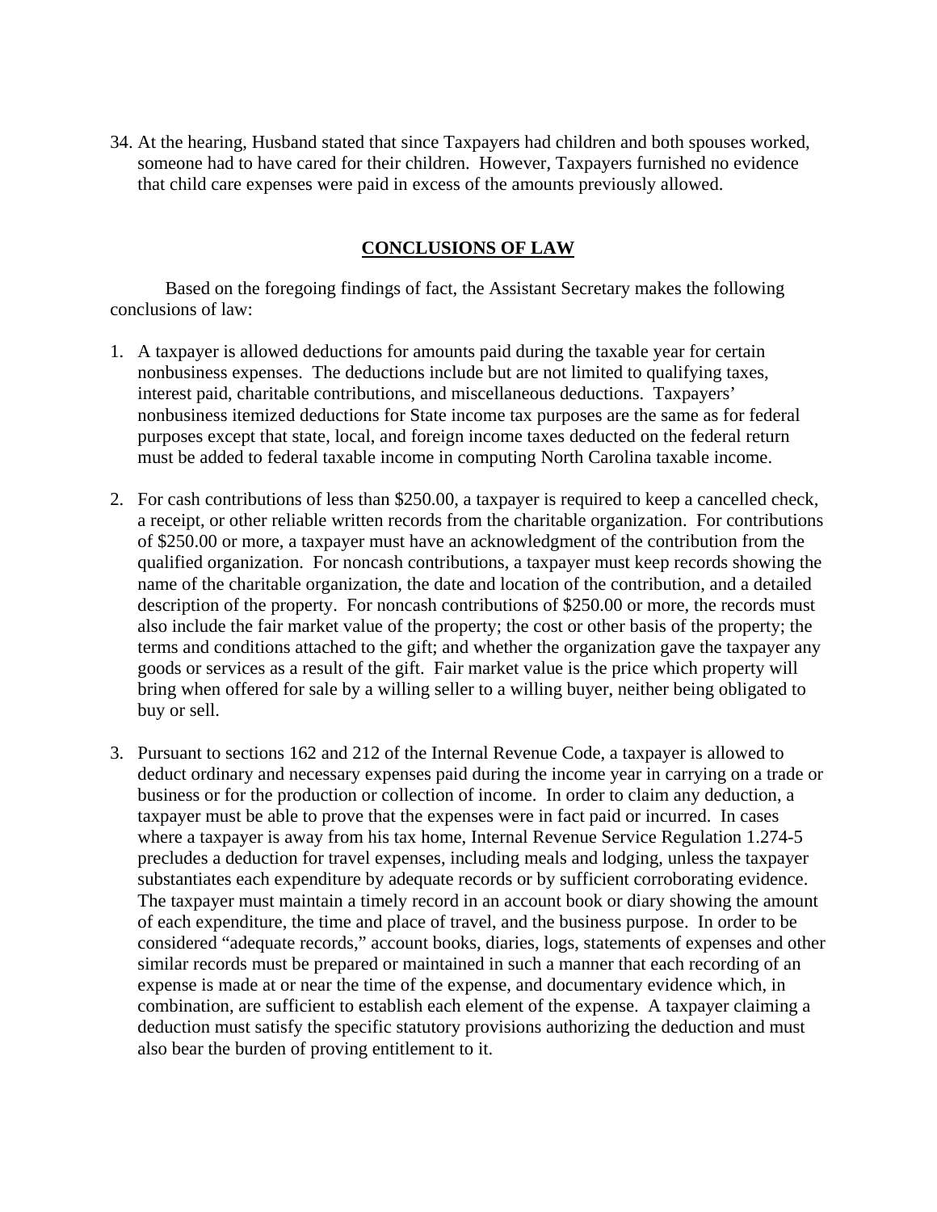34. At the hearing, Husband stated that since Taxpayers had children and both spouses worked, someone had to have cared for their children. However, Taxpayers furnished no evidence that child care expenses were paid in excess of the amounts previously allowed.

## CONCLUSIONS OF LAW

Based on the foregoing findings of fact, the Assistant Secretary makes the following conclusions of law:

1. A taxpayer is allowed deductions for amounts paid during the taxable year for certain nonbusiness expenses. The deductions include but are not limited to qualifying taxes, interest paid, charitable contributions, and miscellaneous deductions. Taxpayers' nonbusiness itemized deductions for State income tax purposes are the same as for federal purposes except that state, local, and foreign income taxes deducted on the federal return must be added to federal taxable income in computing North Carolina taxable income.

2. For cash contributions of less than $250.00, a taxpayer is required to keep a cancelled check, a receipt, or other reliable written records from the charitable organization. For contributions of $250.00 or more, a taxpayer must have an acknowledgment of the contribution from the qualified organization. For noncash contributions, a taxpayer must keep records showing the name of the charitable organization, the date and location of the contribution, and a detailed description of the property. For noncash contributions of $250.00 or more, the records must also include the fair market value of the property; the cost or other basis of the property; the terms and conditions attached to the gift; and whether the organization gave the taxpayer any goods or services as a result of the gift. Fair market value is the price which property will bring when offered for sale by a willing seller to a willing buyer, neither being obligated to buy or sell.

3. Pursuant to sections 162 and 212 of the Internal Revenue Code, a taxpayer is allowed to deduct ordinary and necessary expenses paid during the income year in carrying on a trade or business or for the production or collection of income. In order to claim any deduction, a taxpayer must be able to prove that the expenses were in fact paid or incurred. In cases where a taxpayer is away from his tax home, Internal Revenue Service Regulation 1.274-5 precludes a deduction for travel expenses, including meals and lodging, unless the taxpayer substantiates each expenditure by adequate records or by sufficient corroborating evidence. The taxpayer must maintain a timely record in an account book or diary showing the amount of each expenditure, the time and place of travel, and the business purpose. In order to be considered "adequate records," account books, diaries, logs, statements of expenses and other similar records must be prepared or maintained in such a manner that each recording of an expense is made at or near the time of the expense, and documentary evidence which, in combination, are sufficient to establish each element of the expense. A taxpayer claiming a deduction must satisfy the specific statutory provisions authorizing the deduction and must also bear the burden of proving entitlement to it.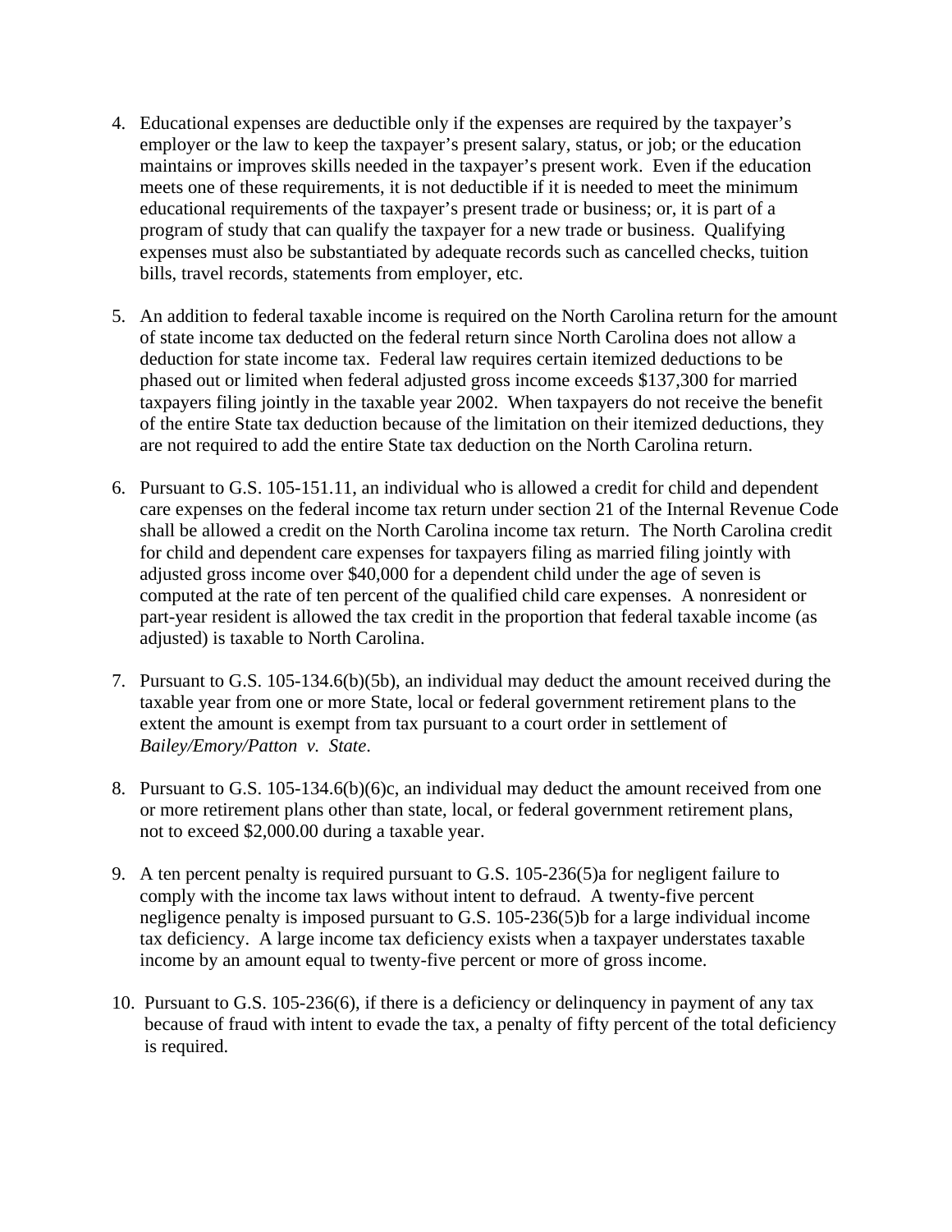4. Educational expenses are deductible only if the expenses are required by the taxpayer's employer or the law to keep the taxpayer's present salary, status, or job; or the education maintains or improves skills needed in the taxpayer's present work. Even if the education meets one of these requirements, it is not deductible if it is needed to meet the minimum educational requirements of the taxpayer's present trade or business; or, it is part of a program of study that can qualify the taxpayer for a new trade or business. Qualifying expenses must also be substantiated by adequate records such as cancelled checks, tuition bills, travel records, statements from employer, etc.

5. An addition to federal taxable income is required on the North Carolina return for the amount of state income tax deducted on the federal return since North Carolina does not allow a deduction for state income tax. Federal law requires certain itemized deductions to be phased out or limited when federal adjusted gross income exceeds $137,300 for married taxpayers filing jointly in the taxable year 2002. When taxpayers do not receive the benefit of the entire State tax deduction because of the limitation on their itemized deductions, they are not required to add the entire State tax deduction on the North Carolina return.

6. Pursuant to G.S. 105-151.11, an individual who is allowed a credit for child and dependent care expenses on the federal income tax return under section 21 of the Internal Revenue Code shall be allowed a credit on the North Carolina income tax return. The North Carolina credit for child and dependent care expenses for taxpayers filing as married filing jointly with adjusted gross income over $40,000 for a dependent child under the age of seven is computed at the rate of ten percent of the qualified child care expenses. A nonresident or part-year resident is allowed the tax credit in the proportion that federal taxable income (as adjusted) is taxable to North Carolina.

7. Pursuant to G.S. 105-134.6(b)(5b), an individual may deduct the amount received during the taxable year from one or more State, local or federal government retirement plans to the extent the amount is exempt from tax pursuant to a court order in settlement of *Bailey/Emory/Patton v. State*.

8. Pursuant to G.S. 105-134.6(b)(6)c, an individual may deduct the amount received from one or more retirement plans other than state, local, or federal government retirement plans, not to exceed $2,000.00 during a taxable year.

9. A ten percent penalty is required pursuant to G.S. 105-236(5)a for negligent failure to comply with the income tax laws without intent to defraud. A twenty-five percent negligence penalty is imposed pursuant to G.S. 105-236(5)b for a large individual income tax deficiency. A large income tax deficiency exists when a taxpayer understates taxable income by an amount equal to twenty-five percent or more of gross income.

10. Pursuant to G.S. 105-236(6), if there is a deficiency or delinquency in payment of any tax because of fraud with intent to evade the tax, a penalty of fifty percent of the total deficiency is required.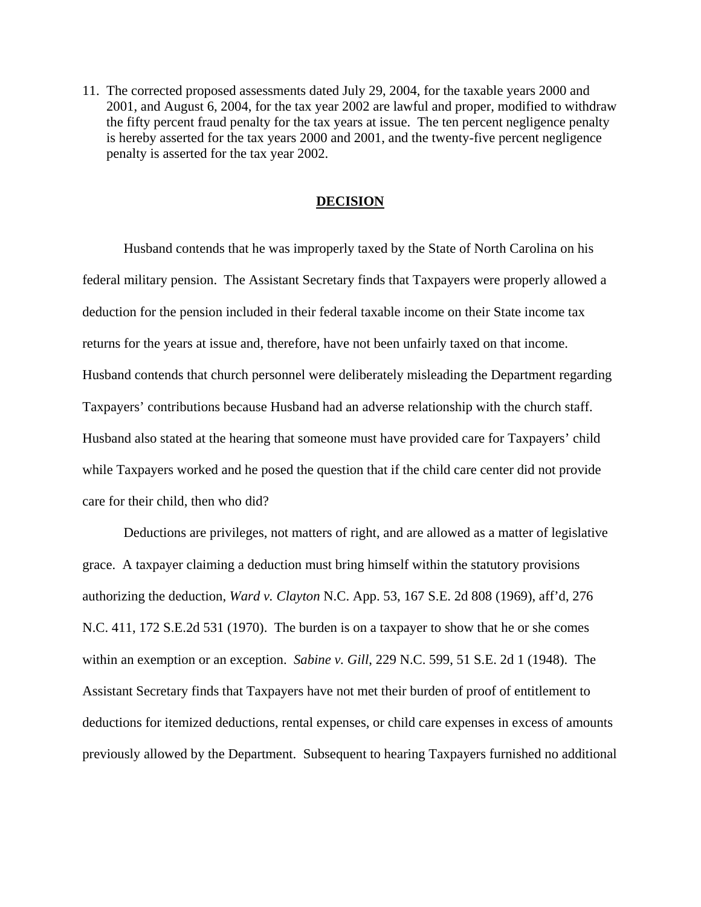11. The corrected proposed assessments dated July 29, 2004, for the taxable years 2000 and 2001, and August 6, 2004, for the tax year 2002 are lawful and proper, modified to withdraw the fifty percent fraud penalty for the tax years at issue. The ten percent negligence penalty is hereby asserted for the tax years 2000 and 2001, and the twenty-five percent negligence penalty is asserted for the tax year 2002.

## **DECISION**

Husband contends that he was improperly taxed by the State of North Carolina on his federal military pension. The Assistant Secretary finds that Taxpayers were properly allowed a deduction for the pension included in their federal taxable income on their State income tax returns for the years at issue and, therefore, have not been unfairly taxed on that income. Husband contends that church personnel were deliberately misleading the Department regarding Taxpayers' contributions because Husband had an adverse relationship with the church staff. Husband also stated at the hearing that someone must have provided care for Taxpayers' child while Taxpayers worked and he posed the question that if the child care center did not provide care for their child, then who did?

Deductions are privileges, not matters of right, and are allowed as a matter of legislative grace. A taxpayer claiming a deduction must bring himself within the statutory provisions authorizing the deduction, *Ward v. Clayton* N.C. App. 53, 167 S.E. 2d 808 (1969), aff'd, 276 N.C. 411, 172 S.E.2d 531 (1970). The burden is on a taxpayer to show that he or she comes within an exemption or an exception. *Sabine v. Gill*, 229 N.C. 599, 51 S.E. 2d 1 (1948). The Assistant Secretary finds that Taxpayers have not met their burden of proof of entitlement to deductions for itemized deductions, rental expenses, or child care expenses in excess of amounts previously allowed by the Department. Subsequent to hearing Taxpayers furnished no additional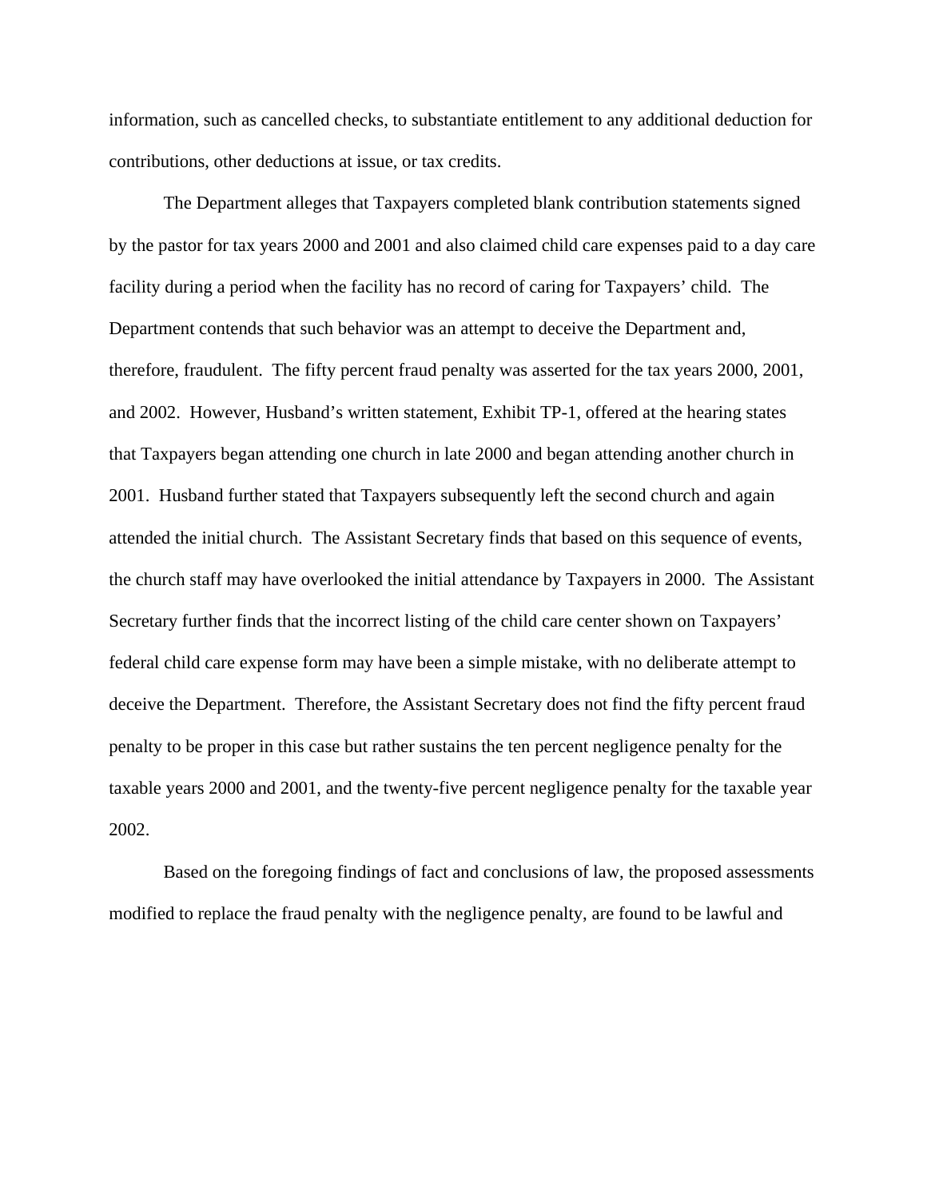information, such as cancelled checks, to substantiate entitlement to any additional deduction for contributions, other deductions at issue, or tax credits.

The Department alleges that Taxpayers completed blank contribution statements signed by the pastor for tax years 2000 and 2001 and also claimed child care expenses paid to a day care facility during a period when the facility has no record of caring for Taxpayers' child. The Department contends that such behavior was an attempt to deceive the Department and, therefore, fraudulent. The fifty percent fraud penalty was asserted for the tax years 2000, 2001, and 2002. However, Husband's written statement, Exhibit TP-1, offered at the hearing states that Taxpayers began attending one church in late 2000 and began attending another church in 2001. Husband further stated that Taxpayers subsequently left the second church and again attended the initial church. The Assistant Secretary finds that based on this sequence of events, the church staff may have overlooked the initial attendance by Taxpayers in 2000. The Assistant Secretary further finds that the incorrect listing of the child care center shown on Taxpayers' federal child care expense form may have been a simple mistake, with no deliberate attempt to deceive the Department. Therefore, the Assistant Secretary does not find the fifty percent fraud penalty to be proper in this case but rather sustains the ten percent negligence penalty for the taxable years 2000 and 2001, and the twenty-five percent negligence penalty for the taxable year 2002.

Based on the foregoing findings of fact and conclusions of law, the proposed assessments modified to replace the fraud penalty with the negligence penalty, are found to be lawful and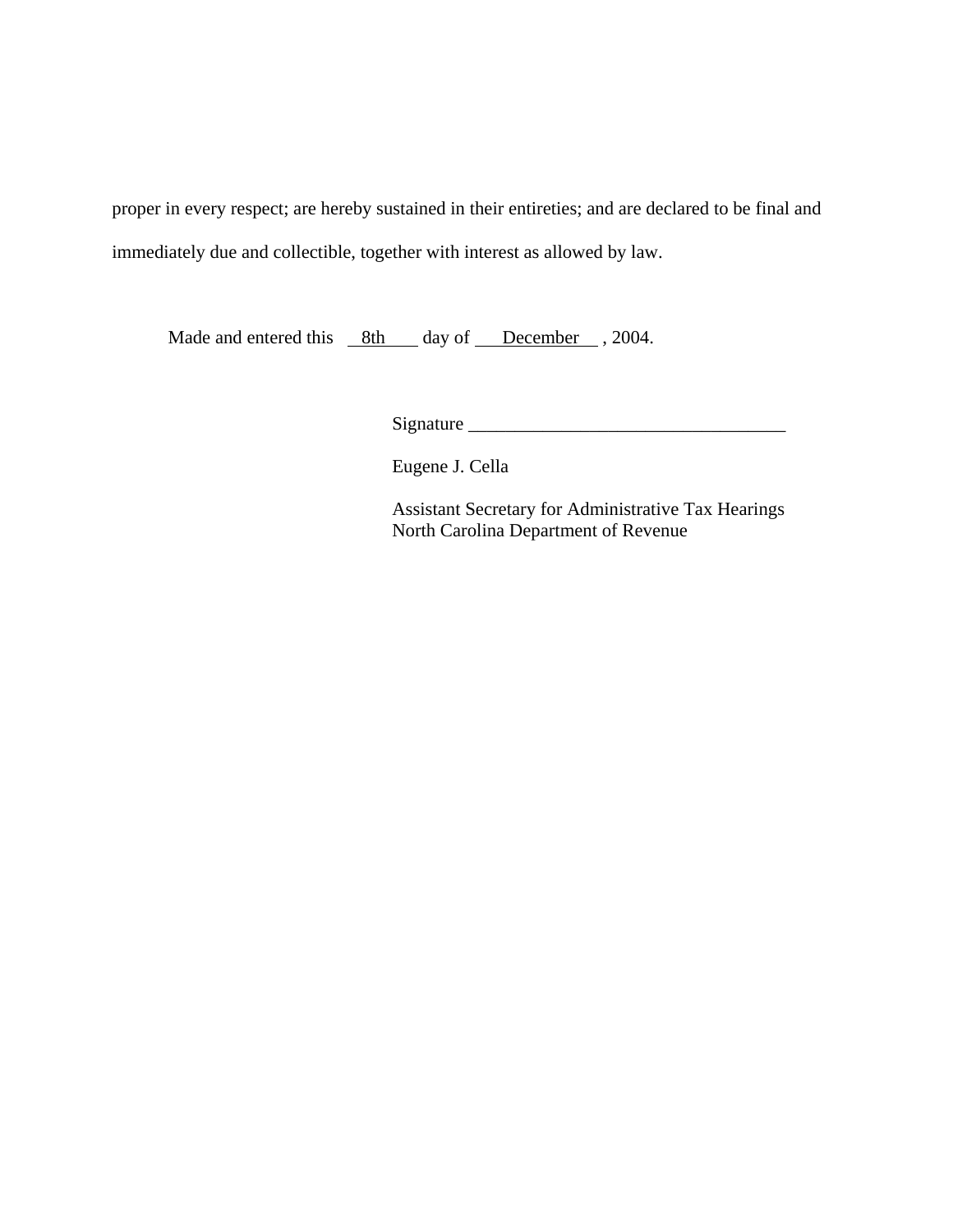proper in every respect; are hereby sustained in their entireties; and are declared to be final and immediately due and collectible, together with interest as allowed by law.

Made and entered this 8th day of December, 2004.

Signature ___________________________________

Eugene J. Cella

Assistant Secretary for Administrative Tax Hearings
North Carolina Department of Revenue